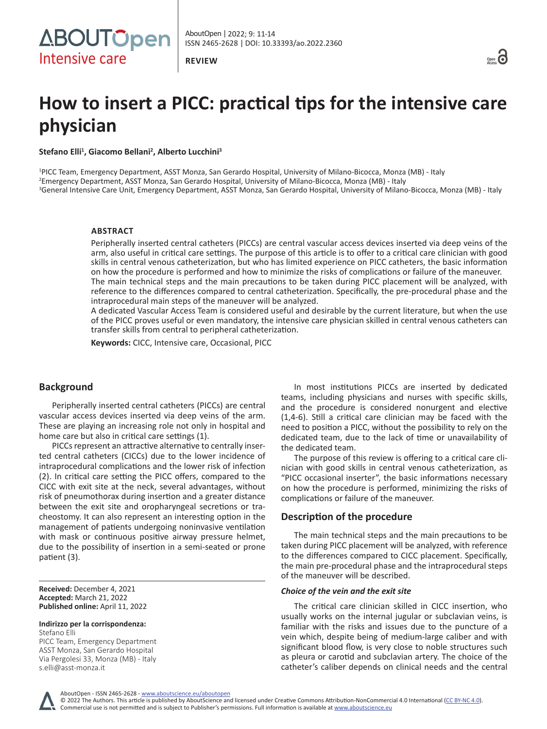REVIEW

# How to insert a PICC: practical tips for the intensive care physician

**Stefano Elli[1], Giacomo Bellani[2], Alberto Lucchini[3]**

[1]PICC Team, Emergency Department, ASST Monza, San Gerardo Hospital, University of Milano-Bicocca, Monza (MB) - Italy
[2]Emergency Department, ASST Monza, San Gerardo Hospital, University of Milano-Bicocca, Monza (MB) - Italy
[3]General Intensive Care Unit, Emergency Department, ASST Monza, San Gerardo Hospital, University of Milano-Bicocca, Monza (MB) - Italy

### ABSTRACT

Peripherally inserted central catheters (PICCs) are central vascular access devices inserted via deep veins of the arm, also useful in critical care settings. The purpose of this article is to offer to a critical care clinician with good skills in central venous catheterization, but who has limited experience on PICC catheters, the basic information on how the procedure is performed and how to minimize the risks of complications or failure of the maneuver.
The main technical steps and the main precautions to be taken during PICC placement will be analyzed, with reference to the differences compared to central catheterization. Specifically, the pre-procedural phase and the intraprocedural main steps of the maneuver will be analyzed.
A dedicated Vascular Access Team is considered useful and desirable by the current literature, but when the use of the PICC proves useful or even mandatory, the intensive care physician skilled in central venous catheters can transfer skills from central to peripheral catheterization.

**Keywords:** CICC, Intensive care, Occasional, PICC

## Background

Peripherally inserted central catheters (PICCs) are central vascular access devices inserted via deep veins of the arm. These are playing an increasing role not only in hospital and home care but also in critical care settings (1).

PICCs represent an attractive alternative to centrally inserted central catheters (CICCs) due to the lower incidence of intraprocedural complications and the lower risk of infection (2). In critical care setting the PICC offers, compared to the CICC with exit site at the neck, several advantages, without risk of pneumothorax during insertion and a greater distance between the exit site and oropharyngeal secretions or tracheostomy. It can also represent an interesting option in the management of patients undergoing noninvasive ventilation with mask or continuous positive airway pressure helmet, due to the possibility of insertion in a semi-seated or prone patient (3).

In most institutions PICCs are inserted by dedicated teams, including physicians and nurses with specific skills, and the procedure is considered nonurgent and elective (1,4-6). Still a critical care clinician may be faced with the need to position a PICC, without the possibility to rely on the dedicated team, due to the lack of time or unavailability of the dedicated team.

The purpose of this review is offering to a critical care clinician with good skills in central venous catheterization, as "PICC occasional inserter", the basic informations necessary on how the procedure is performed, minimizing the risks of complications or failure of the maneuver.

## Description of the procedure

The main technical steps and the main precautions to be taken during PICC placement will be analyzed, with reference to the differences compared to CICC placement. Specifically, the main pre-procedural phase and the intraprocedural steps of the maneuver will be described.

### *Choice of the vein and the exit site*

The critical care clinician skilled in CICC insertion, who usually works on the internal jugular or subclavian veins, is familiar with the risks and issues due to the puncture of a vein which, despite being of medium-large caliber and with significant blood flow, is very close to noble structures such as pleura or carotid and subclavian artery. The choice of the catheter's caliber depends on clinical needs and the central

**Received:** December 4, 2021
**Accepted:** March 21, 2022
**Published online:** April 11, 2022

**Indirizzo per la corrispondenza:**
Stefano Elli
PICC Team, Emergency Department
ASST Monza, San Gerardo Hospital
Via Pergolesi 33, Monza (MB) - Italy
s.elli@asst-monza.it

AboutOpen - ISSN 2465-2628 - www.aboutscience.eu/aboutopen
© 2022 The Authors. This article is published by AboutScience and licensed under Creative Commons Attribution-NonCommercial 4.0 International (CC BY-NC 4.0).
Commercial use is not permitted and is subject to Publisher's permissions. Full information is available at www.aboutscience.eu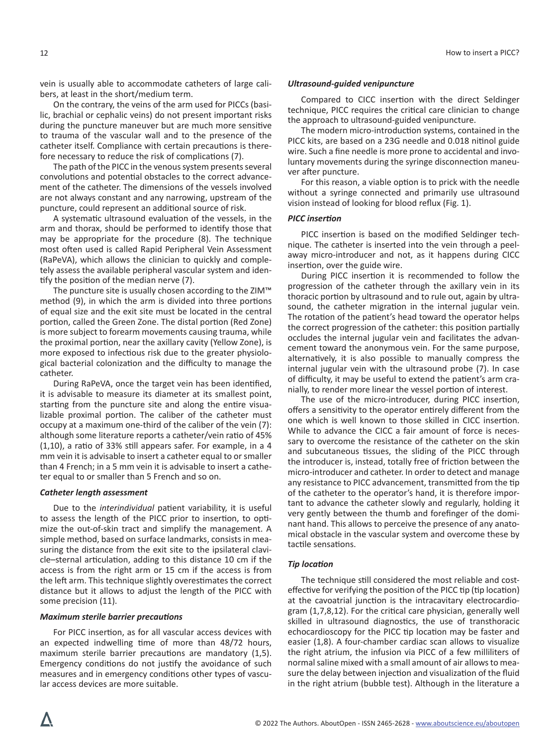vein is usually able to accommodate catheters of large calibers, at least in the short/medium term.

On the contrary, the veins of the arm used for PICCs (basilic, brachial or cephalic veins) do not present important risks during the puncture maneuver but are much more sensitive to trauma of the vascular wall and to the presence of the catheter itself. Compliance with certain precautions is therefore necessary to reduce the risk of complications (7).

The path of the PICC in the venous system presents several convolutions and potential obstacles to the correct advancement of the catheter. The dimensions of the vessels involved are not always constant and any narrowing, upstream of the puncture, could represent an additional source of risk.

A systematic ultrasound evaluation of the vessels, in the arm and thorax, should be performed to identify those that may be appropriate for the procedure (8). The technique most often used is called Rapid Peripheral Vein Assessment (RaPeVA), which allows the clinician to quickly and completely assess the available peripheral vascular system and identify the position of the median nerve (7).

The puncture site is usually chosen according to the ZIM™ method (9), in which the arm is divided into three portions of equal size and the exit site must be located in the central portion, called the Green Zone. The distal portion (Red Zone) is more subject to forearm movements causing trauma, while the proximal portion, near the axillary cavity (Yellow Zone), is more exposed to infectious risk due to the greater physiological bacterial colonization and the difficulty to manage the catheter.

During RaPeVA, once the target vein has been identified, it is advisable to measure its diameter at its smallest point, starting from the puncture site and along the entire visualizable proximal portion. The caliber of the catheter must occupy at a maximum one-third of the caliber of the vein (7): although some literature reports a catheter/vein ratio of 45% (1,10), a ratio of 33% still appears safer. For example, in a 4 mm vein it is advisable to insert a catheter equal to or smaller than 4 French; in a 5 mm vein it is advisable to insert a catheter equal to or smaller than 5 French and so on.

### *Catheter length assessment*

Due to the *interindividual* patient variability, it is useful to assess the length of the PICC prior to insertion, to optimize the out-of-skin tract and simplify the management. A simple method, based on surface landmarks, consists in measuring the distance from the exit site to the ipsilateral clavicle–sternal articulation, adding to this distance 10 cm if the access is from the right arm or 15 cm if the access is from the left arm. This technique slightly overestimates the correct distance but it allows to adjust the length of the PICC with some precision (11).

### *Maximum sterile barrier precautions*

For PICC insertion, as for all vascular access devices with an expected indwelling time of more than 48/72 hours, maximum sterile barrier precautions are mandatory (1,5). Emergency conditions do not justify the avoidance of such measures and in emergency conditions other types of vascular access devices are more suitable.

### *Ultrasound-guided venipuncture*

Compared to CICC insertion with the direct Seldinger technique, PICC requires the critical care clinician to change the approach to ultrasound-guided venipuncture.

The modern micro-introduction systems, contained in the PICC kits, are based on a 23G needle and 0.018 nitinol guide wire. Such a fine needle is more prone to accidental and involuntary movements during the syringe disconnection maneuver after puncture.

For this reason, a viable option is to prick with the needle without a syringe connected and primarily use ultrasound vision instead of looking for blood reflux (Fig. 1).

### *PICC insertion*

PICC insertion is based on the modified Seldinger technique. The catheter is inserted into the vein through a peel-away micro-introducer and not, as it happens during CICC insertion, over the guide wire.

During PICC insertion it is recommended to follow the progression of the catheter through the axillary vein in its thoracic portion by ultrasound and to rule out, again by ultrasound, the catheter migration in the internal jugular vein. The rotation of the patient's head toward the operator helps the correct progression of the catheter: this position partially occludes the internal jugular vein and facilitates the advancement toward the anonymous vein. For the same purpose, alternatively, it is also possible to manually compress the internal jugular vein with the ultrasound probe (7). In case of difficulty, it may be useful to extend the patient's arm cranially, to render more linear the vessel portion of interest.

The use of the micro-introducer, during PICC insertion, offers a sensitivity to the operator entirely different from the one which is well known to those skilled in CICC insertion. While to advance the CICC a fair amount of force is necessary to overcome the resistance of the catheter on the skin and subcutaneous tissues, the sliding of the PICC through the introducer is, instead, totally free of friction between the micro-introducer and catheter. In order to detect and manage any resistance to PICC advancement, transmitted from the tip of the catheter to the operator's hand, it is therefore important to advance the catheter slowly and regularly, holding it very gently between the thumb and forefinger of the dominant hand. This allows to perceive the presence of any anatomical obstacle in the vascular system and overcome these by tactile sensations.

### *Tip location*

The technique still considered the most reliable and cost-effective for verifying the position of the PICC tip (tip location) at the cavoatrial junction is the intracavitary electrocardiogram (1,7,8,12). For the critical care physician, generally well skilled in ultrasound diagnostics, the use of transthoracic echocardioscopy for the PICC tip location may be faster and easier (1,8). A four-chamber cardiac scan allows to visualize the right atrium, the infusion via PICC of a few milliliters of normal saline mixed with a small amount of air allows to measure the delay between injection and visualization of the fluid in the right atrium (bubble test). Although in the literature a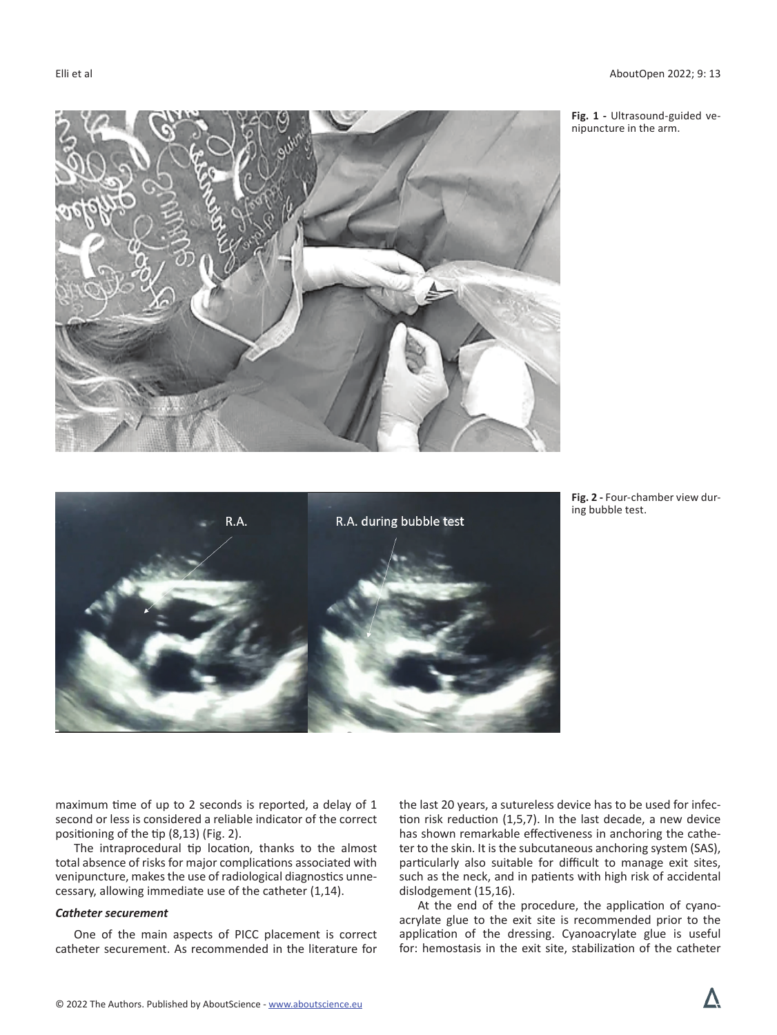**Fig. 1 -** Ultrasound-guided venipuncture in the arm.

**Fig. 2 -** Four-chamber view during bubble test.

maximum time of up to 2 seconds is reported, a delay of 1 second or less is considered a reliable indicator of the correct positioning of the tip (8,13) (Fig. 2).

The intraprocedural tip location, thanks to the almost total absence of risks for major complications associated with venipuncture, makes the use of radiological diagnostics unnecessary, allowing immediate use of the catheter (1,14).

### *Catheter securement*

One of the main aspects of PICC placement is correct catheter securement. As recommended in the literature for the last 20 years, a sutureless device has to be used for infection risk reduction (1,5,7). In the last decade, a new device has shown remarkable effectiveness in anchoring the catheter to the skin. It is the subcutaneous anchoring system (SAS), particularly also suitable for difficult to manage exit sites, such as the neck, and in patients with high risk of accidental dislodgement (15,16).

At the end of the procedure, the application of cyanoacrylate glue to the exit site is recommended prior to the application of the dressing. Cyanoacrylate glue is useful for: hemostasis in the exit site, stabilization of the catheter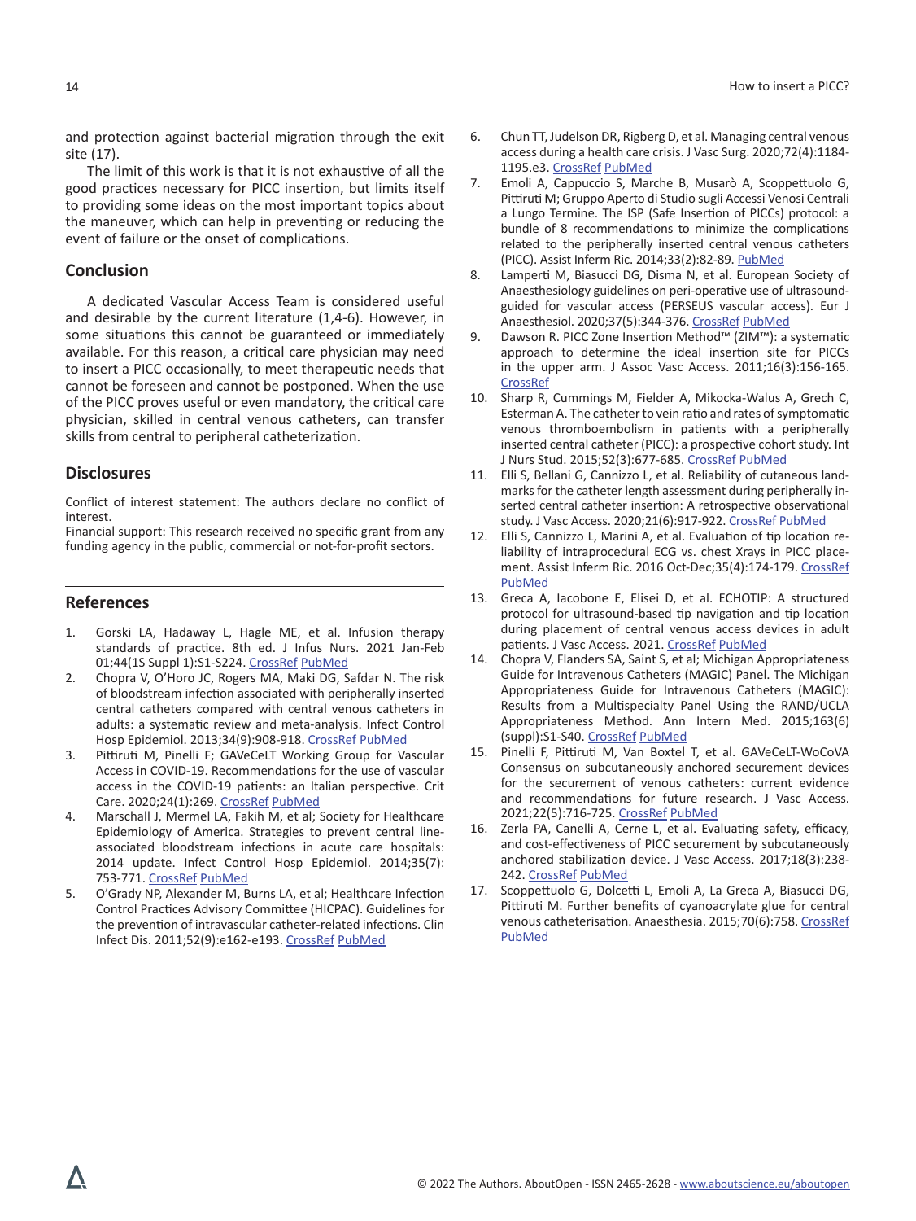and protection against bacterial migration through the exit site (17).

The limit of this work is that it is not exhaustive of all the good practices necessary for PICC insertion, but limits itself to providing some ideas on the most important topics about the maneuver, which can help in preventing or reducing the event of failure or the onset of complications.

## Conclusion

A dedicated Vascular Access Team is considered useful and desirable by the current literature (1,4-6). However, in some situations this cannot be guaranteed or immediately available. For this reason, a critical care physician may need to insert a PICC occasionally, to meet therapeutic needs that cannot be foreseen and cannot be postponed. When the use of the PICC proves useful or even mandatory, the critical care physician, skilled in central venous catheters, can transfer skills from central to peripheral catheterization.

## Disclosures

Conflict of interest statement: The authors declare no conflict of interest.
Financial support: This research received no specific grant from any funding agency in the public, commercial or not-for-profit sectors.

## References

1. Gorski LA, Hadaway L, Hagle ME, et al. Infusion therapy standards of practice. 8th ed. J Infus Nurs. 2021 Jan-Feb 01;44(1S Suppl 1):S1-S224. CrossRef PubMed
2. Chopra V, O'Horo JC, Rogers MA, Maki DG, Safdar N. The risk of bloodstream infection associated with peripherally inserted central catheters compared with central venous catheters in adults: a systematic review and meta-analysis. Infect Control Hosp Epidemiol. 2013;34(9):908-918. CrossRef PubMed
3. Pittiruti M, Pinelli F; GAVeCeLT Working Group for Vascular Access in COVID-19. Recommendations for the use of vascular access in the COVID-19 patients: an Italian perspective. Crit Care. 2020;24(1):269. CrossRef PubMed
4. Marschall J, Mermel LA, Fakih M, et al; Society for Healthcare Epidemiology of America. Strategies to prevent central line-associated bloodstream infections in acute care hospitals: 2014 update. Infect Control Hosp Epidemiol. 2014;35(7): 753-771. CrossRef PubMed
5. O'Grady NP, Alexander M, Burns LA, et al; Healthcare Infection Control Practices Advisory Committee (HICPAC). Guidelines for the prevention of intravascular catheter-related infections. Clin Infect Dis. 2011;52(9):e162-e193. CrossRef PubMed
6. Chun TT, Judelson DR, Rigberg D, et al. Managing central venous access during a health care crisis. J Vasc Surg. 2020;72(4):1184-1195.e3. CrossRef PubMed
7. Emoli A, Cappuccio S, Marche B, Musarò A, Scoppettuolo G, Pittiruti M; Gruppo Aperto di Studio sugli Accessi Venosi Centrali a Lungo Termine. The ISP (Safe Insertion of PICCs) protocol: a bundle of 8 recommendations to minimize the complications related to the peripherally inserted central venous catheters (PICC). Assist Inferm Ric. 2014;33(2):82-89. PubMed
8. Lamperti M, Biasucci DG, Disma N, et al. European Society of Anaesthesiology guidelines on peri-operative use of ultrasound-guided for vascular access (PERSEUS vascular access). Eur J Anaesthesiol. 2020;37(5):344-376. CrossRef PubMed
9. Dawson R. PICC Zone Insertion Method™ (ZIM™): a systematic approach to determine the ideal insertion site for PICCs in the upper arm. J Assoc Vasc Access. 2011;16(3):156-165. CrossRef
10. Sharp R, Cummings M, Fielder A, Mikocka-Walus A, Grech C, Esterman A. The catheter to vein ratio and rates of symptomatic venous thromboembolism in patients with a peripherally inserted central catheter (PICC): a prospective cohort study. Int J Nurs Stud. 2015;52(3):677-685. CrossRef PubMed
11. Elli S, Bellani G, Cannizzo L, et al. Reliability of cutaneous landmarks for the catheter length assessment during peripherally inserted central catheter insertion: A retrospective observational study. J Vasc Access. 2020;21(6):917-922. CrossRef PubMed
12. Elli S, Cannizzo L, Marini A, et al. Evaluation of tip location reliability of intraprocedural ECG vs. chest Xrays in PICC placement. Assist Inferm Ric. 2016 Oct-Dec;35(4):174-179. CrossRef PubMed
13. Greca A, Iacobone E, Elisei D, et al. ECHOTIP: A structured protocol for ultrasound-based tip navigation and tip location during placement of central venous access devices in adult patients. J Vasc Access. 2021. CrossRef PubMed
14. Chopra V, Flanders SA, Saint S, et al; Michigan Appropriateness Guide for Intravenous Catheters (MAGIC) Panel. The Michigan Appropriateness Guide for Intravenous Catheters (MAGIC): Results from a Multispecialty Panel Using the RAND/UCLA Appropriateness Method. Ann Intern Med. 2015;163(6) (suppl):S1-S40. CrossRef PubMed
15. Pinelli F, Pittiruti M, Van Boxtel T, et al. GAVeCeLT-WoCoVA Consensus on subcutaneously anchored securement devices for the securement of venous catheters: current evidence and recommendations for future research. J Vasc Access. 2021;22(5):716-725. CrossRef PubMed
16. Zerla PA, Canelli A, Cerne L, et al. Evaluating safety, efficacy, and cost-effectiveness of PICC securement by subcutaneously anchored stabilization device. J Vasc Access. 2017;18(3):238-242. CrossRef PubMed
17. Scoppettuolo G, Dolcetti L, Emoli A, La Greca A, Biasucci DG, Pittiruti M. Further benefits of cyanoacrylate glue for central venous catheterisation. Anaesthesia. 2015;70(6):758. CrossRef PubMed